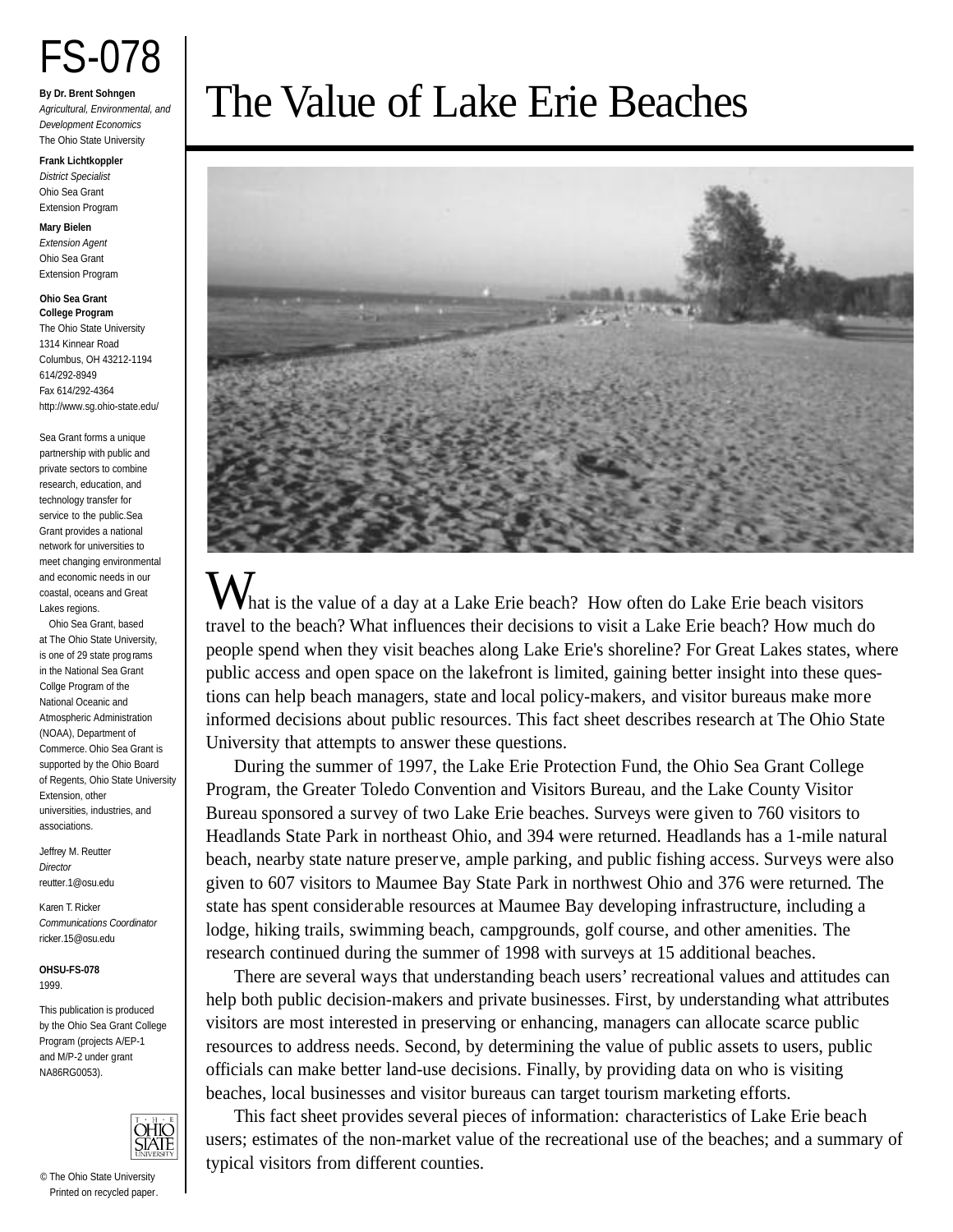# FS-078

**By Dr. Brent Sohngen**
*Agricultural, Environmental, and Development Economics*
The Ohio State University

**Frank Lichtkoppler**
*District Specialist*
Ohio Sea Grant Extension Program

**Mary Bielen**
*Extension Agent*
Ohio Sea Grant Extension Program

**Ohio Sea Grant College Program**
The Ohio State University
1314 Kinnear Road
Columbus, OH 43212-1194
614/292-8949
Fax 614/292-4364
http://www.sg.ohio-state.edu/

Sea Grant forms a unique partnership with public and private sectors to combine research, education, and technology transfer for service to the public.Sea Grant provides a national network for universities to meet changing environmental and economic needs in our coastal, oceans and Great Lakes regions.

Ohio Sea Grant, based at The Ohio State University, is one of 29 state programs in the National Sea Grant Collge Program of the National Oceanic and Atmospheric Administration (NOAA), Department of Commerce. Ohio Sea Grant is supported by the Ohio Board of Regents, Ohio State University Extension, other universities, industries, and associations.

Jeffrey M. Reutter
*Director*
reutter.1@osu.edu

Karen T. Ricker
*Communications Coordinator*
ricker.15@osu.edu

**OHSU-FS-078**
1999.

This publication is produced by the Ohio Sea Grant College Program (projects A/EP-1 and M/P-2 under grant NA86RG0053).

© The Ohio State University
Printed on recycled paper.

# The Value of Lake Erie Beaches

What is the value of a day at a Lake Erie beach? How often do Lake Erie beach visitors travel to the beach? What influences their decisions to visit a Lake Erie beach? How much do people spend when they visit beaches along Lake Erie's shoreline? For Great Lakes states, where public access and open space on the lakefront is limited, gaining better insight into these questions can help beach managers, state and local policy-makers, and visitor bureaus make more informed decisions about public resources. This fact sheet describes research at The Ohio State University that attempts to answer these questions.

During the summer of 1997, the Lake Erie Protection Fund, the Ohio Sea Grant College Program, the Greater Toledo Convention and Visitors Bureau, and the Lake County Visitor Bureau sponsored a survey of two Lake Erie beaches. Surveys were given to 760 visitors to Headlands State Park in northeast Ohio, and 394 were returned. Headlands has a 1-mile natural beach, nearby state nature preserve, ample parking, and public fishing access. Surveys were also given to 607 visitors to Maumee Bay State Park in northwest Ohio and 376 were returned. The state has spent considerable resources at Maumee Bay developing infrastructure, including a lodge, hiking trails, swimming beach, campgrounds, golf course, and other amenities. The research continued during the summer of 1998 with surveys at 15 additional beaches.

There are several ways that understanding beach users' recreational values and attitudes can help both public decision-makers and private businesses. First, by understanding what attributes visitors are most interested in preserving or enhancing, managers can allocate scarce public resources to address needs. Second, by determining the value of public assets to users, public officials can make better land-use decisions. Finally, by providing data on who is visiting beaches, local businesses and visitor bureaus can target tourism marketing efforts.

This fact sheet provides several pieces of information: characteristics of Lake Erie beach users; estimates of the non-market value of the recreational use of the beaches; and a summary of typical visitors from different counties.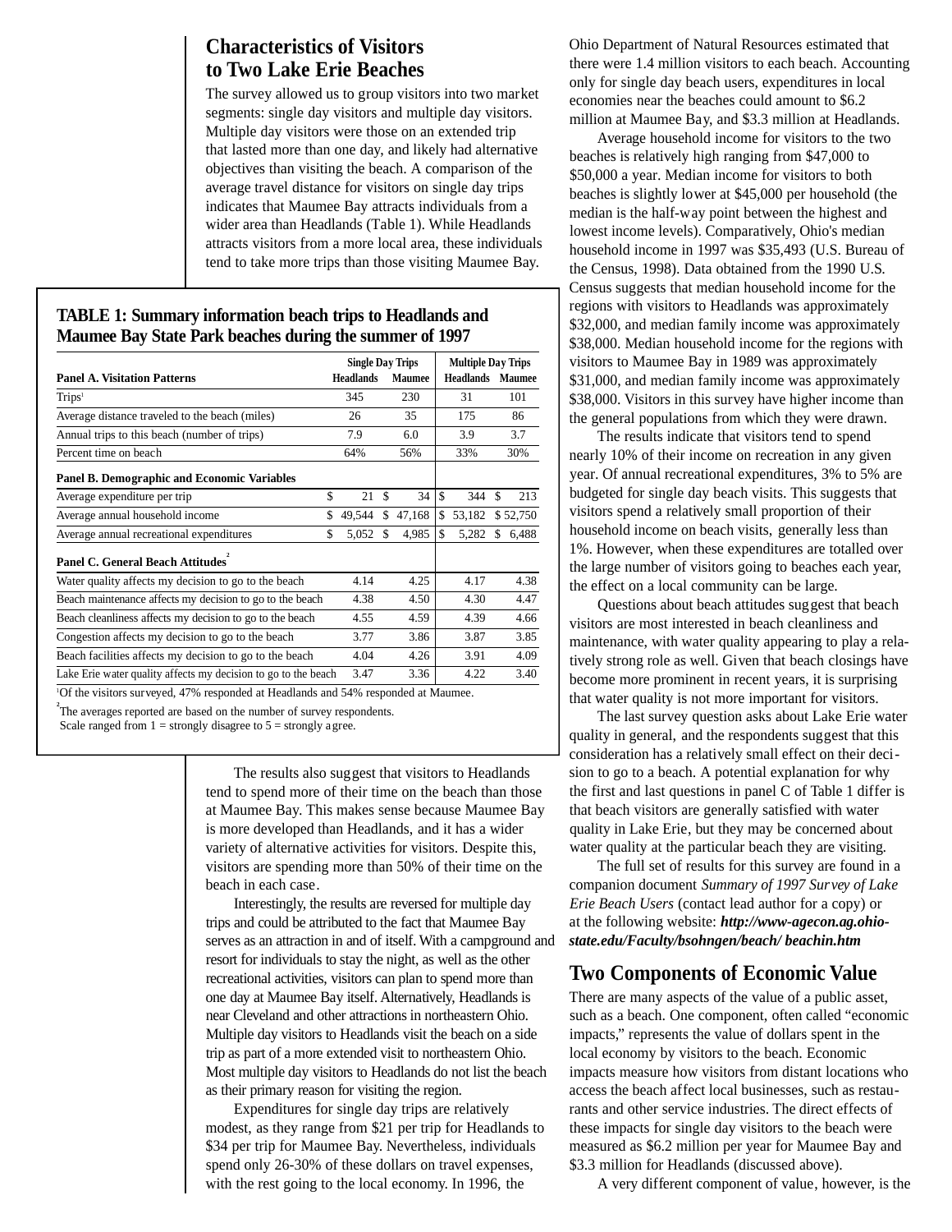## Characteristics of Visitors to Two Lake Erie Beaches

The survey allowed us to group visitors into two market segments: single day visitors and multiple day visitors. Multiple day visitors were those on an extended trip that lasted more than one day, and likely had alternative objectives than visiting the beach. A comparison of the average travel distance for visitors on single day trips indicates that Maumee Bay attracts individuals from a wider area than Headlands (Table 1). While Headlands attracts visitors from a more local area, these individuals tend to take more trips than those visiting Maumee Bay.

**TABLE 1: Summary information beach trips to Headlands and Maumee Bay State Park beaches during the summer of 1997**

| | Single Day Trips | | Multiple Day Trips | |
|---|---|---|---|---|
| **Panel A. Visitation Patterns** | **Headlands** | **Maumee** | **Headlands** | **Maumee** |
| Trips[1] | 345 | 230 | 31 | 101 |
| Average distance traveled to the beach (miles) | 26 | 35 | 175 | 86 |
| Annual trips to this beach (number of trips) | 7.9 | 6.0 | 3.9 | 3.7 |
| Percent time on beach | 64% | 56% | 33% | 30% |
| **Panel B. Demographic and Economic Variables** | | | | |
| Average expenditure per trip | $ 21 | $ 34 | $ 344 | $ 213 |
| Average annual household income | $ 49,544 | $ 47,168 | $ 53,182 | $ 52,750 |
| Average annual recreational expenditures | $ 5,052 | $ 4,985 | $ 5,282 | $ 6,488 |
| **Panel C. General Beach Attitudes[2]** | | | | |
| Water quality affects my decision to go to the beach | 4.14 | 4.25 | 4.17 | 4.38 |
| Beach maintenance affects my decision to go to the beach | 4.38 | 4.50 | 4.30 | 4.47 |
| Beach cleanliness affects my decision to go to the beach | 4.55 | 4.59 | 4.39 | 4.66 |
| Congestion affects my decision to go to the beach | 3.77 | 3.86 | 3.87 | 3.85 |
| Beach facilities affects my decision to go to the beach | 4.04 | 4.26 | 3.91 | 4.09 |
| Lake Erie water quality affects my decision to go to the beach | 3.47 | 3.36 | 4.22 | 3.40 |

[1]Of the visitors surveyed, 47% responded at Headlands and 54% responded at Maumee.

[2]The averages reported are based on the number of survey respondents.
Scale ranged from 1 = strongly disagree to 5 = strongly agree.

The results also suggest that visitors to Headlands tend to spend more of their time on the beach than those at Maumee Bay. This makes sense because Maumee Bay is more developed than Headlands, and it has a wider variety of alternative activities for visitors. Despite this, visitors are spending more than 50% of their time on the beach in each case.

Interestingly, the results are reversed for multiple day trips and could be attributed to the fact that Maumee Bay serves as an attraction in and of itself. With a campground and resort for individuals to stay the night, as well as the other recreational activities, visitors can plan to spend more than one day at Maumee Bay itself. Alternatively, Headlands is near Cleveland and other attractions in northeastern Ohio. Multiple day visitors to Headlands visit the beach on a side trip as part of a more extended visit to northeastern Ohio. Most multiple day visitors to Headlands do not list the beach as their primary reason for visiting the region.

Expenditures for single day trips are relatively modest, as they range from $21 per trip for Headlands to $34 per trip for Maumee Bay. Nevertheless, individuals spend only 26-30% of these dollars on travel expenses, with the rest going to the local economy. In 1996, the Ohio Department of Natural Resources estimated that there were 1.4 million visitors to each beach. Accounting only for single day beach users, expenditures in local economies near the beaches could amount to $6.2 million at Maumee Bay, and $3.3 million at Headlands.

Average household income for visitors to the two beaches is relatively high ranging from $47,000 to $50,000 a year. Median income for visitors to both beaches is slightly lower at $45,000 per household (the median is the half-way point between the highest and lowest income levels). Comparatively, Ohio's median household income in 1997 was $35,493 (U.S. Bureau of the Census, 1998). Data obtained from the 1990 U.S. Census suggests that median household income for the regions with visitors to Headlands was approximately $32,000, and median family income was approximately $38,000. Median household income for the regions with visitors to Maumee Bay in 1989 was approximately $31,000, and median family income was approximately $38,000. Visitors in this survey have higher income than the general populations from which they were drawn.

The results indicate that visitors tend to spend nearly 10% of their income on recreation in any given year. Of annual recreational expenditures, 3% to 5% are budgeted for single day beach visits. This suggests that visitors spend a relatively small proportion of their household income on beach visits, generally less than 1%. However, when these expenditures are totalled over the large number of visitors going to beaches each year, the effect on a local community can be large.

Questions about beach attitudes suggest that beach visitors are most interested in beach cleanliness and maintenance, with water quality appearing to play a relatively strong role as well. Given that beach closings have become more prominent in recent years, it is surprising that water quality is not more important for visitors.

The last survey question asks about Lake Erie water quality in general, and the respondents suggest that this consideration has a relatively small effect on their decision to go to a beach. A potential explanation for why the first and last questions in panel C of Table 1 differ is that beach visitors are generally satisfied with water quality in Lake Erie, but they may be concerned about water quality at the particular beach they are visiting.

The full set of results for this survey are found in a companion document *Summary of 1997 Survey of Lake Erie Beach Users* (contact lead author for a copy) or at the following website: ***http://www-agecon.ag.ohio-state.edu/Faculty/bsohngen/beach/ beachin.htm***

## Two Components of Economic Value

There are many aspects of the value of a public asset, such as a beach. One component, often called "economic impacts," represents the value of dollars spent in the local economy by visitors to the beach. Economic impacts measure how visitors from distant locations who access the beach affect local businesses, such as restaurants and other service industries. The direct effects of these impacts for single day visitors to the beach were measured as $6.2 million per year for Maumee Bay and $3.3 million for Headlands (discussed above).

A very different component of value, however, is the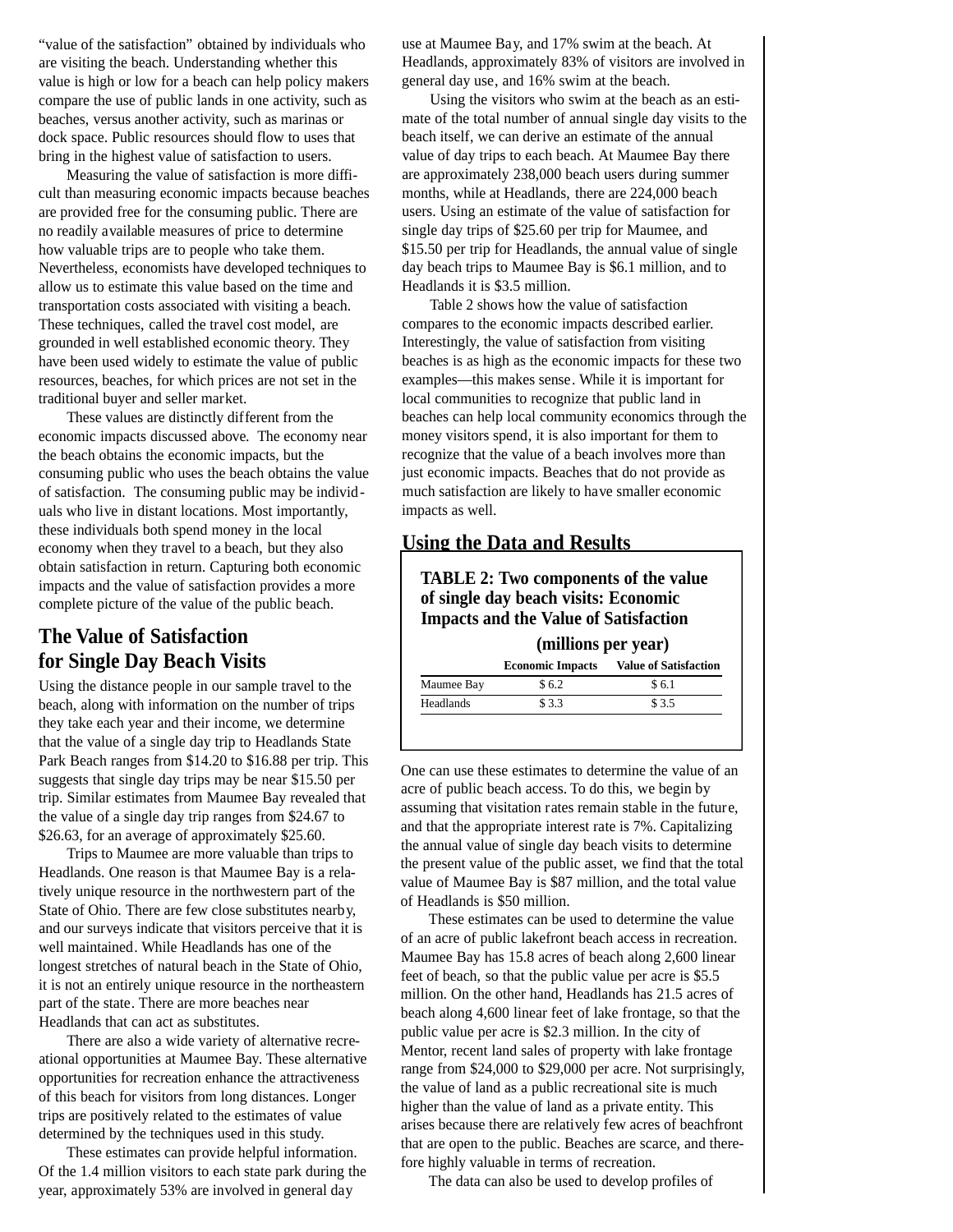"value of the satisfaction" obtained by individuals who are visiting the beach. Understanding whether this value is high or low for a beach can help policy makers compare the use of public lands in one activity, such as beaches, versus another activity, such as marinas or dock space. Public resources should flow to uses that bring in the highest value of satisfaction to users.

Measuring the value of satisfaction is more difficult than measuring economic impacts because beaches are provided free for the consuming public. There are no readily available measures of price to determine how valuable trips are to people who take them. Nevertheless, economists have developed techniques to allow us to estimate this value based on the time and transportation costs associated with visiting a beach. These techniques, called the travel cost model, are grounded in well established economic theory. They have been used widely to estimate the value of public resources, beaches, for which prices are not set in the traditional buyer and seller market.

These values are distinctly different from the economic impacts discussed above. The economy near the beach obtains the economic impacts, but the consuming public who uses the beach obtains the value of satisfaction. The consuming public may be individuals who live in distant locations. Most importantly, these individuals both spend money in the local economy when they travel to a beach, but they also obtain satisfaction in return. Capturing both economic impacts and the value of satisfaction provides a more complete picture of the value of the public beach.

## The Value of Satisfaction for Single Day Beach Visits

Using the distance people in our sample travel to the beach, along with information on the number of trips they take each year and their income, we determine that the value of a single day trip to Headlands State Park Beach ranges from $14.20 to $16.88 per trip. This suggests that single day trips may be near $15.50 per trip. Similar estimates from Maumee Bay revealed that the value of a single day trip ranges from $24.67 to $26.63, for an average of approximately $25.60.

Trips to Maumee are more valuable than trips to Headlands. One reason is that Maumee Bay is a relatively unique resource in the northwestern part of the State of Ohio. There are few close substitutes nearby, and our surveys indicate that visitors perceive that it is well maintained. While Headlands has one of the longest stretches of natural beach in the State of Ohio, it is not an entirely unique resource in the northeastern part of the state. There are more beaches near Headlands that can act as substitutes.

There are also a wide variety of alternative recreational opportunities at Maumee Bay. These alternative opportunities for recreation enhance the attractiveness of this beach for visitors from long distances. Longer trips are positively related to the estimates of value determined by the techniques used in this study.

These estimates can provide helpful information. Of the 1.4 million visitors to each state park during the year, approximately 53% are involved in general day use at Maumee Bay, and 17% swim at the beach. At Headlands, approximately 83% of visitors are involved in general day use, and 16% swim at the beach.

Using the visitors who swim at the beach as an estimate of the total number of annual single day visits to the beach itself, we can derive an estimate of the annual value of day trips to each beach. At Maumee Bay there are approximately 238,000 beach users during summer months, while at Headlands, there are 224,000 beach users. Using an estimate of the value of satisfaction for single day trips of $25.60 per trip for Maumee, and $15.50 per trip for Headlands, the annual value of single day beach trips to Maumee Bay is $6.1 million, and to Headlands it is $3.5 million.

Table 2 shows how the value of satisfaction compares to the economic impacts described earlier. Interestingly, the value of satisfaction from visiting beaches is as high as the economic impacts for these two examples—this makes sense. While it is important for local communities to recognize that public land in beaches can help local community economics through the money visitors spend, it is also important for them to recognize that the value of a beach involves more than just economic impacts. Beaches that do not provide as much satisfaction are likely to have smaller economic impacts as well.

## Using the Data and Results

**TABLE 2: Two components of the value of single day beach visits: Economic Impacts and the Value of Satisfaction**

**(millions per year)**

| | Economic Impacts | Value of Satisfaction |
|---|---|---|
| Maumee Bay | $ 6.2 | $ 6.1 |
| Headlands | $ 3.3 | $ 3.5 |

One can use these estimates to determine the value of an acre of public beach access. To do this, we begin by assuming that visitation rates remain stable in the future, and that the appropriate interest rate is 7%. Capitalizing the annual value of single day beach visits to determine the present value of the public asset, we find that the total value of Maumee Bay is $87 million, and the total value of Headlands is $50 million.

These estimates can be used to determine the value of an acre of public lakefront beach access in recreation. Maumee Bay has 15.8 acres of beach along 2,600 linear feet of beach, so that the public value per acre is $5.5 million. On the other hand, Headlands has 21.5 acres of beach along 4,600 linear feet of lake frontage, so that the public value per acre is $2.3 million. In the city of Mentor, recent land sales of property with lake frontage range from $24,000 to $29,000 per acre. Not surprisingly, the value of land as a public recreational site is much higher than the value of land as a private entity. This arises because there are relatively few acres of beachfront that are open to the public. Beaches are scarce, and therefore highly valuable in terms of recreation.

The data can also be used to develop profiles of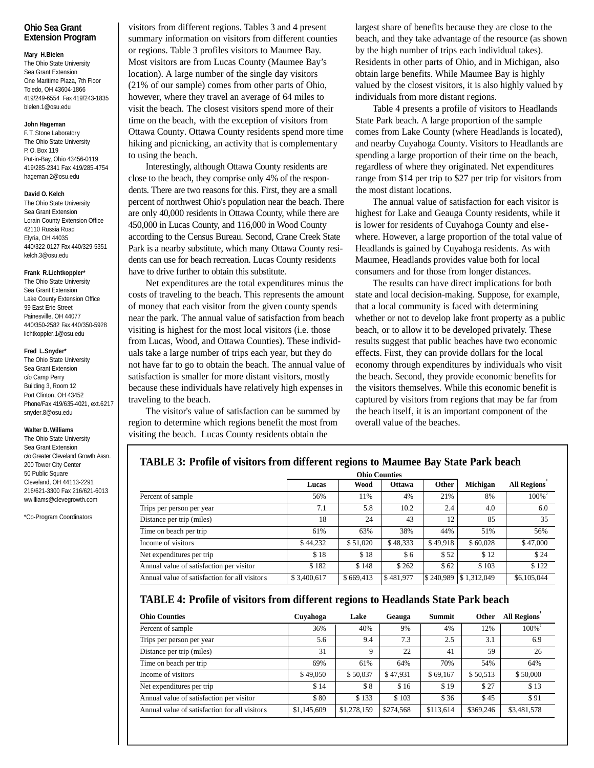## Ohio Sea Grant Extension Program

**Mary H.Bielen**
The Ohio State University
Sea Grant Extension
One Maritime Plaza, 7th Floor
Toledo, OH 43604-1866
419/249-6554 Fax 419/243-1835
bielen.1@osu.edu

**John Hageman**
F. T. Stone Laboratory
The Ohio State University
P. O. Box 119
Put-in-Bay, Ohio 43456-0119
419/285-2341 Fax 419/285-4754
hageman.2@osu.edu

**David O. Kelch**
The Ohio State University
Sea Grant Extension
Lorain County Extension Office
42110 Russia Road
Elyria, OH 44035
440/322-0127 Fax 440/329-5351
kelch.3@osu.edu

**Frank R.Lichtkoppler***
The Ohio State University
Sea Grant Extension
Lake County Extension Office
99 East Erie Street
Painesville, OH 44077
440/350-2582 Fax 440/350-5928
lichtkoppler.1@osu.edu

**Fred L.Snyder***
The Ohio State University
Sea Grant Extension
c/o Camp Perry
Building 3, Room 12
Port Clinton, OH 43452
Phone/Fax 419/635-4021, ext.6217
snyder.8@osu.edu

**Walter D. Williams**
The Ohio State University
Sea Grant Extension
c/o Greater Cleveland Growth Assn.
200 Tower City Center
50 Public Square
Cleveland, OH 44113-2291
216/621-3300 Fax 216/621-6013
wwilliams@clevegrowth.com

*Co-Program Coordinators

visitors from different regions. Tables 3 and 4 present summary information on visitors from different counties or regions. Table 3 profiles visitors to Maumee Bay. Most visitors are from Lucas County (Maumee Bay's location). A large number of the single day visitors (21% of our sample) comes from other parts of Ohio, however, where they travel an average of 64 miles to visit the beach. The closest visitors spend more of their time on the beach, with the exception of visitors from Ottawa County. Ottawa County residents spend more time hiking and picnicking, an activity that is complementary to using the beach.

Interestingly, although Ottawa County residents are close to the beach, they comprise only 4% of the respondents. There are two reasons for this. First, they are a small percent of northwest Ohio's population near the beach. There are only 40,000 residents in Ottawa County, while there are 450,000 in Lucas County, and 116,000 in Wood County according to the Census Bureau. Second, Crane Creek State Park is a nearby substitute, which many Ottawa County residents can use for beach recreation. Lucas County residents have to drive further to obtain this substitute.

Net expenditures are the total expenditures minus the costs of traveling to the beach. This represents the amount of money that each visitor from the given county spends near the park. The annual value of satisfaction from beach visiting is highest for the most local visitors (i.e. those from Lucas, Wood, and Ottawa Counties). These individuals take a large number of trips each year, but they do not have far to go to obtain the beach. The annual value of satisfaction is smaller for more distant visitors, mostly because these individuals have relatively high expenses in traveling to the beach.

The visitor's value of satisfaction can be summed by region to determine which regions benefit the most from visiting the beach. Lucas County residents obtain the largest share of benefits because they are close to the beach, and they take advantage of the resource (as shown by the high number of trips each individual takes). Residents in other parts of Ohio, and in Michigan, also obtain large benefits. While Maumee Bay is highly valued by the closest visitors, it is also highly valued by individuals from more distant regions.

Table 4 presents a profile of visitors to Headlands State Park beach. A large proportion of the sample comes from Lake County (where Headlands is located), and nearby Cuyahoga County. Visitors to Headlands are spending a large proportion of their time on the beach, regardless of where they originated. Net expenditures range from $14 per trip to $27 per trip for visitors from the most distant locations.

The annual value of satisfaction for each visitor is highest for Lake and Geauga County residents, while it is lower for residents of Cuyahoga County and elsewhere. However, a large proportion of the total value of Headlands is gained by Cuyahoga residents. As with Maumee, Headlands provides value both for local consumers and for those from longer distances.

The results can have direct implications for both state and local decision-making. Suppose, for example, that a local community is faced with determining whether or not to develop lake front property as a public beach, or to allow it to be developed privately. These results suggest that public beaches have two economic effects. First, they can provide dollars for the local economy through expenditures by individuals who visit the beach. Second, they provide economic benefits for the visitors themselves. While this economic benefit is captured by visitors from regions that may be far from the beach itself, it is an important component of the overall value of the beaches.

### TABLE 3: Profile of visitors from different regions to Maumee Bay State Park beach

| | Ohio Counties | | | | | |
|---|---|---|---|---|---|---|
| | Lucas | Wood | Ottawa | Other | Michigan | All Regions[1] |
| Percent of sample | 56% | 11% | 4% | 21% | 8% | 100%[2] |
| Trips per person per year | 7.1 | 5.8 | 10.2 | 2.4 | 4.0 | 6.0 |
| Distance per trip (miles) | 18 | 24 | 43 | 12 | 85 | 35 |
| Time on beach per trip | 61% | 63% | 38% | 44% | 51% | 56% |
| Income of visitors | $ 44,232 | $ 51,020 | $ 48,333 | $ 49,918 | $ 60,028 | $ 47,000 |
| Net expenditures per trip | $ 18 | $ 18 | $ 6 | $ 52 | $ 12 | $ 24 |
| Annual value of satisfaction per visitor | $ 182 | $ 148 | $ 262 | $ 62 | $ 103 | $ 122 |
| Annual value of satisfaction for all visitors | $ 3,400,617 | $ 669,413 | $ 481,977 | $ 240,989 | $ 1,312,049 | $6,105,044 |

### TABLE 4: Profile of visitors from different regions to Headlands State Park beach

| Ohio Counties | Cuyahoga | Lake | Geauga | Summit | Other | All Regions[1] |
|---|---|---|---|---|---|---|
| Percent of sample | 36% | 40% | 9% | 4% | 12% | 100%[2] |
| Trips per person per year | 5.6 | 9.4 | 7.3 | 2.5 | 3.1 | 6.9 |
| Distance per trip (miles) | 31 | 9 | 22 | 41 | 59 | 26 |
| Time on beach per trip | 69% | 61% | 64% | 70% | 54% | 64% |
| Income of visitors | $ 49,050 | $ 50,037 | $ 47,931 | $ 69,167 | $ 50,513 | $ 50,000 |
| Net expenditures per trip | $ 14 | $ 8 | $ 16 | $ 19 | $ 27 | $ 13 |
| Annual value of satisfaction per visitor | $ 80 | $ 133 | $ 103 | $ 36 | $ 45 | $ 91 |
| Annual value of satisfaction for all visitors | $1,145,609 | $1,278,159 | $274,568 | $113,614 | $369,246 | $3,481,578 |